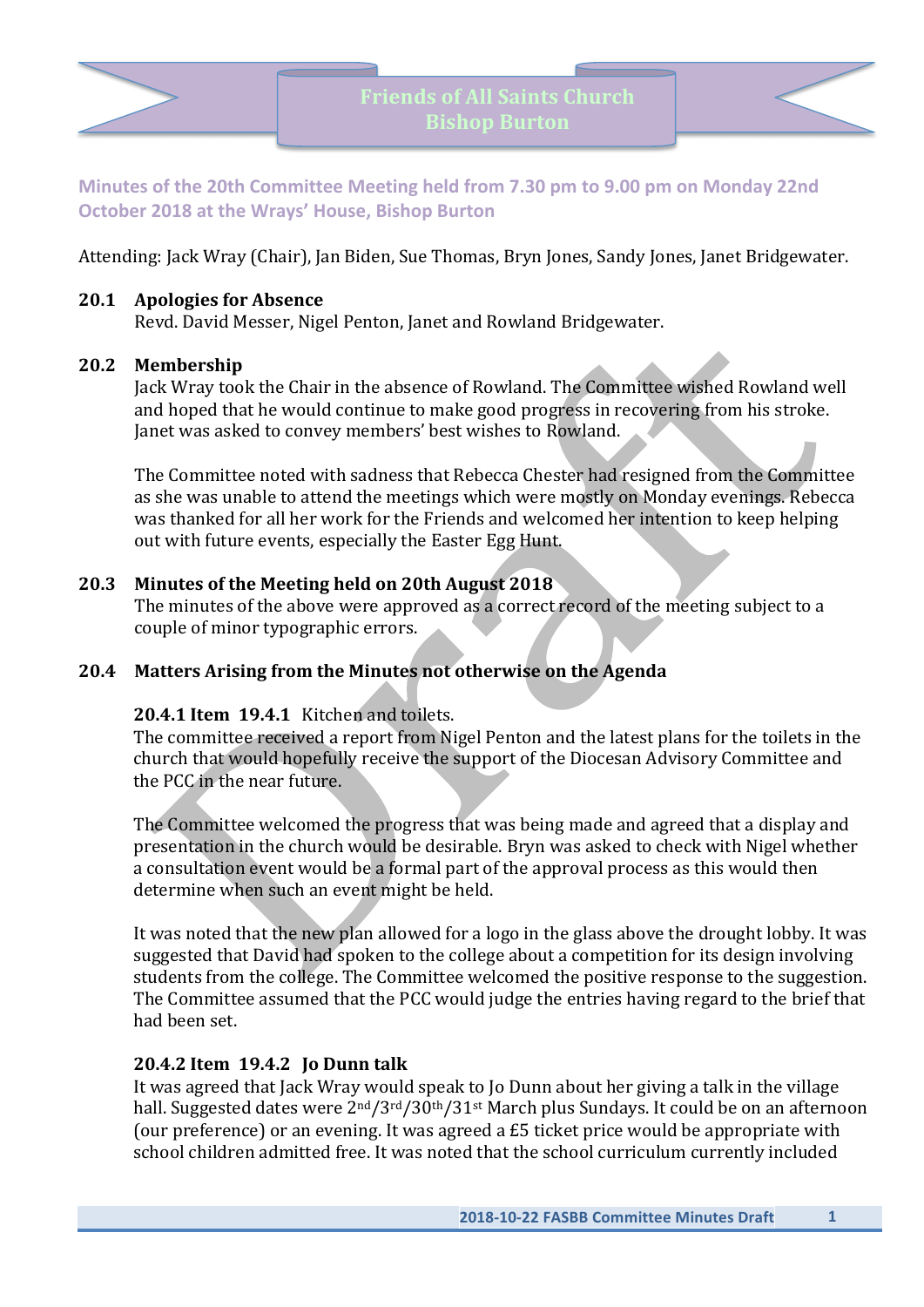# Friends of All Saints Church Bishop Burton

**Minutes of the 20th Committee Meeting held from 7.30 pm to 9.00 pm on Monday 22nd October 2018 at the Wrays' House, Bishop Burton**

Attending: Jack Wray (Chair), Jan Biden, Sue Thomas, Bryn Jones, Sandy Jones, Janet Bridgewater.

### 20.1 Apologies for Absence

Revd. David Messer, Nigel Penton, Janet and Rowland Bridgewater.

### 20.2 Membership

Jack Wray took the Chair in the absence of Rowland. The Committee wished Rowland well and hoped that he would continue to make good progress in recovering from his stroke. Janet was asked to convey members' best wishes to Rowland.

The Committee noted with sadness that Rebecca Chester had resigned from the Committee as she was unable to attend the meetings which were mostly on Monday evenings. Rebecca was thanked for all her work for the Friends and welcomed her intention to keep helping out with future events, especially the Easter Egg Hunt.

### 20.3 Minutes of the Meeting held on 20th August 2018

The minutes of the above were approved as a correct record of the meeting subject to a couple of minor typographic errors.

### 20.4 Matters Arising from the Minutes not otherwise on the Agenda

**20.4.1 Item 19.4.1** Kitchen and toilets.

The committee received a report from Nigel Penton and the latest plans for the toilets in the church that would hopefully receive the support of the Diocesan Advisory Committee and the PCC in the near future.

The Committee welcomed the progress that was being made and agreed that a display and presentation in the church would be desirable. Bryn was asked to check with Nigel whether a consultation event would be a formal part of the approval process as this would then determine when such an event might be held.

It was noted that the new plan allowed for a logo in the glass above the drought lobby. It was suggested that David had spoken to the college about a competition for its design involving students from the college. The Committee welcomed the positive response to the suggestion. The Committee assumed that the PCC would judge the entries having regard to the brief that had been set.

**20.4.2 Item 19.4.2 Jo Dunn talk**

It was agreed that Jack Wray would speak to Jo Dunn about her giving a talk in the village hall. Suggested dates were 2nd/3rd/30th/31st March plus Sundays. It could be on an afternoon (our preference) or an evening. It was agreed a £5 ticket price would be appropriate with school children admitted free. It was noted that the school curriculum currently included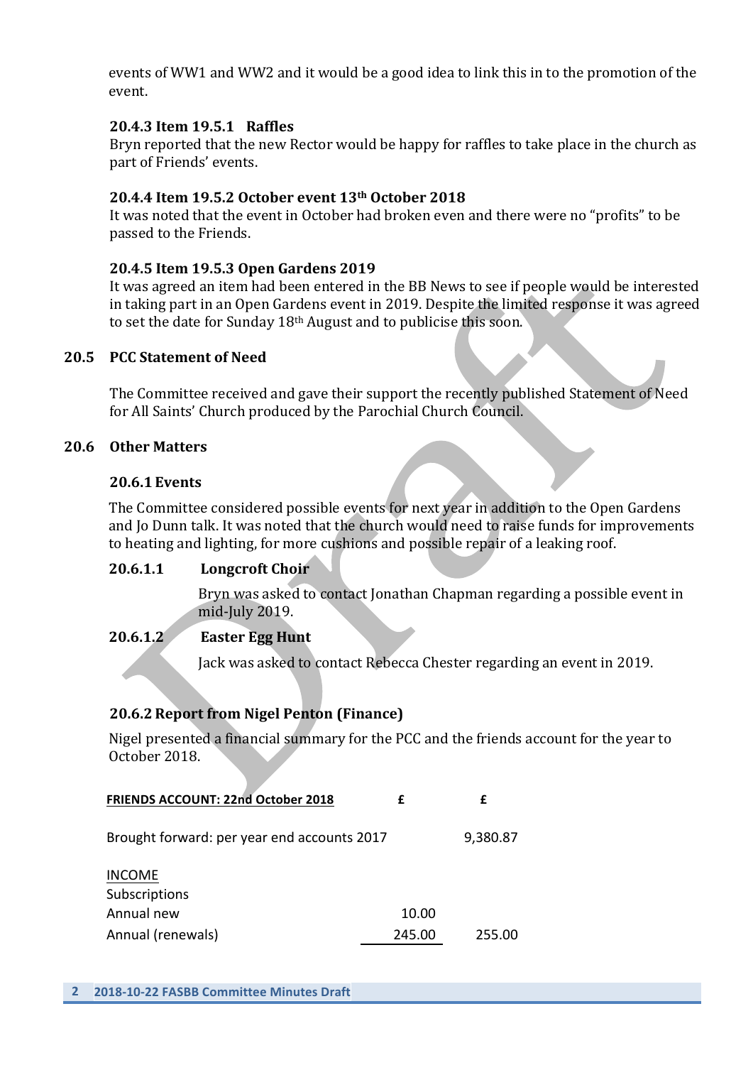events of WW1 and WW2 and it would be a good idea to link this in to the promotion of the event.

### 20.4.3 Item 19.5.1 Raffles

Bryn reported that the new Rector would be happy for raffles to take place in the church as part of Friends' events.

### 20.4.4 Item 19.5.2 October event 13th October 2018

It was noted that the event in October had broken even and there were no "profits" to be passed to the Friends.

### 20.4.5 Item 19.5.3 Open Gardens 2019

It was agreed an item had been entered in the BB News to see if people would be interested in taking part in an Open Gardens event in 2019. Despite the limited response it was agreed to set the date for Sunday 18th August and to publicise this soon.

## 20.5 PCC Statement of Need

The Committee received and gave their support the recently published Statement of Need for All Saints' Church produced by the Parochial Church Council.

## 20.6 Other Matters

### 20.6.1 Events

The Committee considered possible events for next year in addition to the Open Gardens and Jo Dunn talk. It was noted that the church would need to raise funds for improvements to heating and lighting, for more cushions and possible repair of a leaking roof.

#### 20.6.1.1 Longcroft Choir

Bryn was asked to contact Jonathan Chapman regarding a possible event in mid-July 2019.

#### 20.6.1.2 Easter Egg Hunt

Jack was asked to contact Rebecca Chester regarding an event in 2019.

### 20.6.2 Report from Nigel Penton (Finance)

Nigel presented a financial summary for the PCC and the friends account for the year to October 2018.

| **FRIENDS ACCOUNT: 22nd October 2018** | **£** | **£** |
|---|---|---|
| Brought forward: per year end accounts 2017 | | 9,380.87 |
| INCOME | | |
| Subscriptions | | |
| Annual new | 10.00 | |
| Annual (renewals) | 245.00 | 255.00 |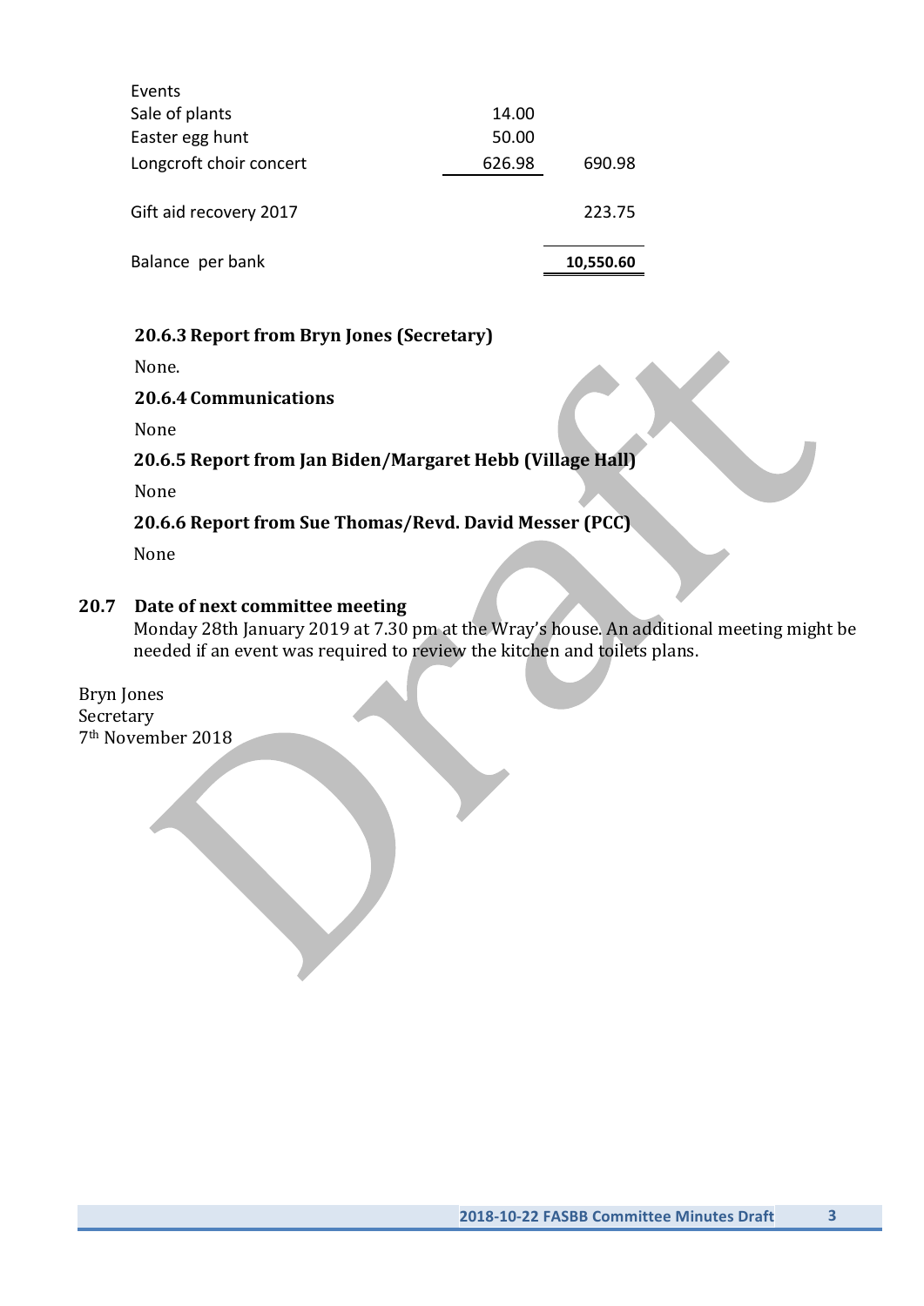| | | |
|---|---|---|
| Events | | |
| Sale of plants | 14.00 | |
| Easter egg hunt | 50.00 | |
| Longcroft choir concert | 626.98 | 690.98 |
| Gift aid recovery 2017 | | 223.75 |
| Balance per bank | | **10,550.60** |

### 20.6.3 Report from Bryn Jones (Secretary)

None.

### 20.6.4 Communications

None

### 20.6.5 Report from Jan Biden/Margaret Hebb (Village Hall)

None

### 20.6.6 Report from Sue Thomas/Revd. David Messer (PCC)

None

## 20.7 Date of next committee meeting

Monday 28th January 2019 at 7.30 pm at the Wray's house. An additional meeting might be needed if an event was required to review the kitchen and toilets plans.

Bryn Jones
Secretary
7th November 2018